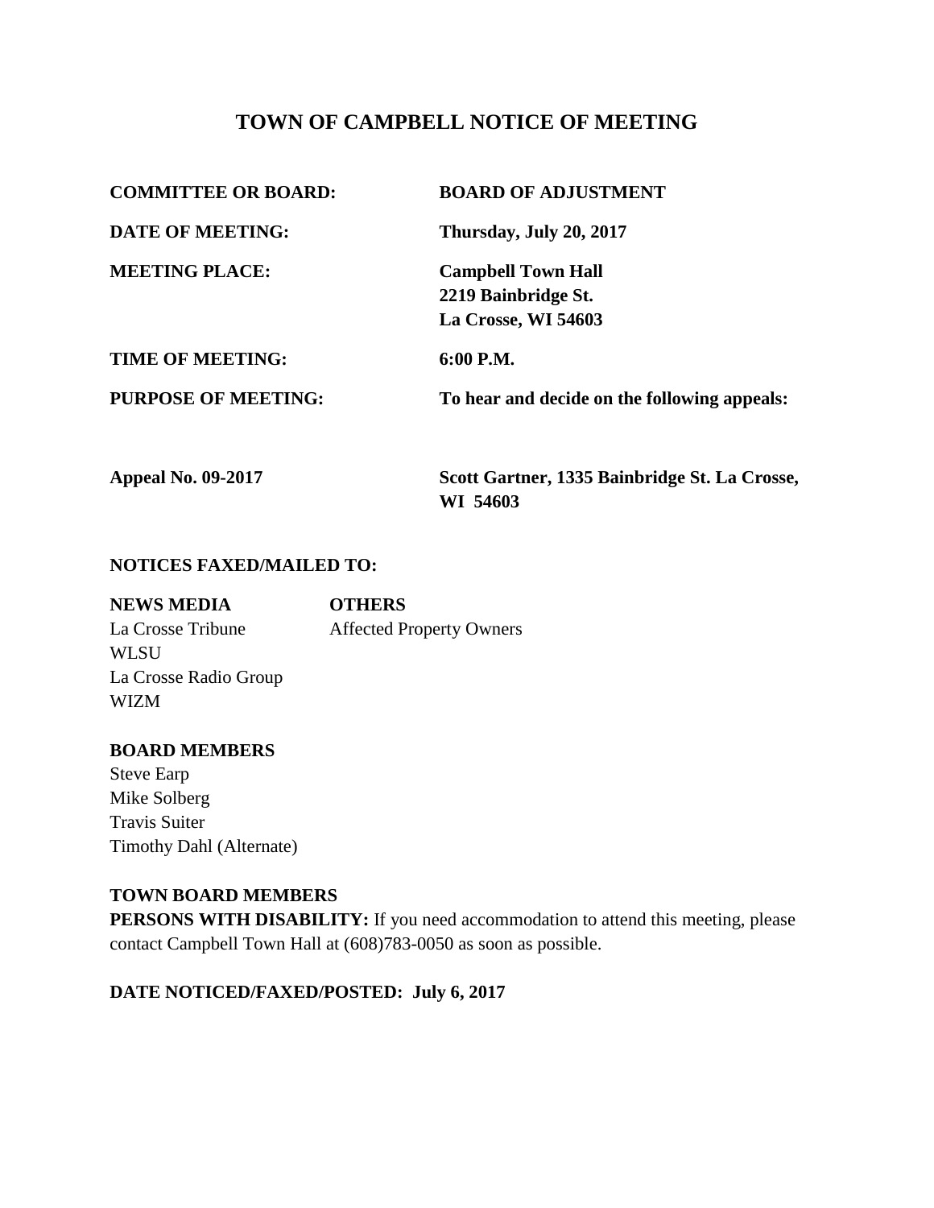# TOWN OF CAMPBELL NOTICE OF MEETING

| | |
|---|---|
| **COMMITTEE OR BOARD:** | **BOARD OF ADJUSTMENT** |
| **DATE OF MEETING:** | **Thursday, July 20, 2017** |
| **MEETING PLACE:** | **Campbell Town Hall**<br>**2219 Bainbridge St.**<br>**La Crosse, WI 54603** |
| **TIME OF MEETING:** | **6:00 P.M.** |
| **PURPOSE OF MEETING:** | **To hear and decide on the following appeals:** |
| **Appeal No. 09-2017** | **Scott Gartner, 1335 Bainbridge St. La Crosse, WI 54603** |

**NOTICES FAXED/MAILED TO:**

| **NEWS MEDIA** | **OTHERS** |
|---|---|
| La Crosse Tribune | Affected Property Owners |
| WLSU | |
| La Crosse Radio Group | |
| WIZM | |

**BOARD MEMBERS**

Steve Earp
Mike Solberg
Travis Suiter
Timothy Dahl (Alternate)

**TOWN BOARD MEMBERS**

**PERSONS WITH DISABILITY:** If you need accommodation to attend this meeting, please contact Campbell Town Hall at (608)783-0050 as soon as possible.

**DATE NOTICED/FAXED/POSTED: July 6, 2017**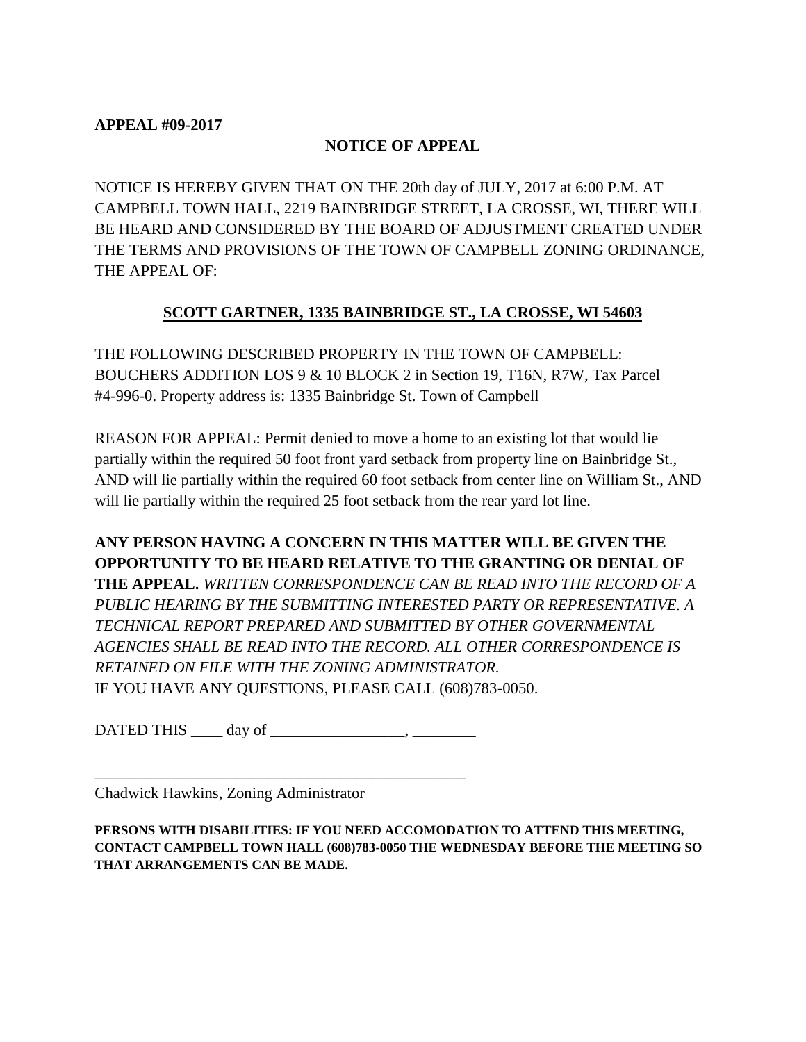**APPEAL #09-2017**

**NOTICE OF APPEAL**

NOTICE IS HEREBY GIVEN THAT ON THE 20th day of JULY, 2017 at 6:00 P.M. AT CAMPBELL TOWN HALL, 2219 BAINBRIDGE STREET, LA CROSSE, WI, THERE WILL BE HEARD AND CONSIDERED BY THE BOARD OF ADJUSTMENT CREATED UNDER THE TERMS AND PROVISIONS OF THE TOWN OF CAMPBELL ZONING ORDINANCE, THE APPEAL OF:

**SCOTT GARTNER, 1335 BAINBRIDGE ST., LA CROSSE, WI 54603**

THE FOLLOWING DESCRIBED PROPERTY IN THE TOWN OF CAMPBELL: BOUCHERS ADDITION LOS 9 & 10 BLOCK 2 in Section 19, T16N, R7W, Tax Parcel #4-996-0. Property address is: 1335 Bainbridge St. Town of Campbell

REASON FOR APPEAL: Permit denied to move a home to an existing lot that would lie partially within the required 50 foot front yard setback from property line on Bainbridge St., AND will lie partially within the required 60 foot setback from center line on William St., AND will lie partially within the required 25 foot setback from the rear yard lot line.

**ANY PERSON HAVING A CONCERN IN THIS MATTER WILL BE GIVEN THE OPPORTUNITY TO BE HEARD RELATIVE TO THE GRANTING OR DENIAL OF THE APPEAL.** *WRITTEN CORRESPONDENCE CAN BE READ INTO THE RECORD OF A PUBLIC HEARING BY THE SUBMITTING INTERESTED PARTY OR REPRESENTATIVE. A TECHNICAL REPORT PREPARED AND SUBMITTED BY OTHER GOVERNMENTAL AGENCIES SHALL BE READ INTO THE RECORD. ALL OTHER CORRESPONDENCE IS RETAINED ON FILE WITH THE ZONING ADMINISTRATOR.*
IF YOU HAVE ANY QUESTIONS, PLEASE CALL (608)783-0050.

DATED THIS ____ day of _________________, ________

_________________________________________________
Chadwick Hawkins, Zoning Administrator

**PERSONS WITH DISABILITIES: IF YOU NEED ACCOMODATION TO ATTEND THIS MEETING, CONTACT CAMPBELL TOWN HALL (608)783-0050 THE WEDNESDAY BEFORE THE MEETING SO THAT ARRANGEMENTS CAN BE MADE.**